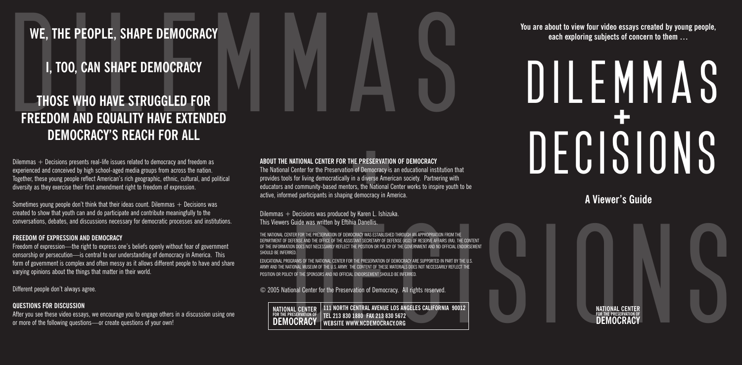# WE, THE PEOPLE, SHAPE DEMOCRACY

# I, TOO, CAN SHAPE DEMOCRACY

# THOSE WHO HAVE STRUGGLED FOR FREEDOM AND EQUALITY HAVE EXTENDED DEMOCRACY'S REACH FOR ALL

Dilemmas + Decisions presents real-life issues related to democracy and freedom as experienced and conceived by high school-aged media groups from across the nation. Together, these young people reflect American's rich geographic, ethnic, cultural, and political diversity as they exercise their first amendment right to freedom of expression.

Sometimes young people don't think that their ideas count. Dilemmas + Decisions was created to show that youth can and do participate and contribute meaningfully to the conversations, debates, and discussions necessary for democratic processes and institutions.

### FREEDOM OF EXPRESSION AND DEMOCRACY

Freedom of expression—the right to express one's beliefs openly without fear of government censorship or persecution—is central to our understanding of democracy in America. This form of government is complex and often messy as it allows different people to have and share varying opinions about the things that matter in their world.

Different people don't always agree.

### QUESTIONS FOR DISCUSSION

After you see these video essays, we encourage you to engage others in a discussion using one or more of the following questions—or create questions of your own!

### ABOUT THE NATIONAL CENTER FOR THE PRESERVATION OF DEMOCRACY

The National Center for the Preservation of Democracy is an educational institution that provides tools for living democratically in a diverse American society. Partnering with educators and community-based mentors, the National Center works to inspire youth to be active, informed participants in shaping democracy in America.

Dilemmas + Decisions was produced by Karen L. Ishizuka.
This Viewers Guide was written by Eftihia Danellis.

THE NATIONAL CENTER FOR THE PRESERVATION OF DEMOCRACY WAS ESTABLISHED THROUGH AN APPROPRIATION FROM THE DEPARTMENT OF DEFENSE AND THE OFFICE OF THE ASSISTANT SECRETARY OF DEFENSE (ASD) OF RESERVE AFFAIRS (RA). THE CONTENT OF THE INFORMATION DOES NOT NECESSARILY REFLECT THE POSITION OR POLICY OF THE GOVERNMENT AND NO OFFICIAL ENDORSEMENT SHOULD BE INFERRED.

EDUCATIONAL PROGRAMS OF THE NATIONAL CENTER FOR THE PRESERVATION OF DEMOCRACY ARE SUPPORTED IN PART BY THE U.S. ARMY AND THE NATIONAL MUSEUM OF THE U.S. ARMY. THE CONTENT OF THESE MATERIALS DOES NOT NECESSARILY REFLECT THE POSITION OR POLICY OF THE SPONSORS AND NO OFFICIAL ENDORSEMENT SHOULD BE INFERRED.

© 2005 National Center for the Preservation of Democracy. All rights reserved.

**NATIONAL CENTER FOR THE PRESERVATION OF DEMOCRACY**
**111 NORTH CENTRAL AVENUE LOS ANGELES CALIFORNIA 90012**
**TEL 213 830 1880 FAX 213 830 5672**
**WEBSITE WWW.NCDEMOCRACY.ORG**

**You are about to view four video essays created by young people, each exploring subjects of concern to them …**

# DILEMMAS + DECISIONS

## A Viewer's Guide

**NATIONAL CENTER FOR THE PRESERVATION OF DEMOCRACY**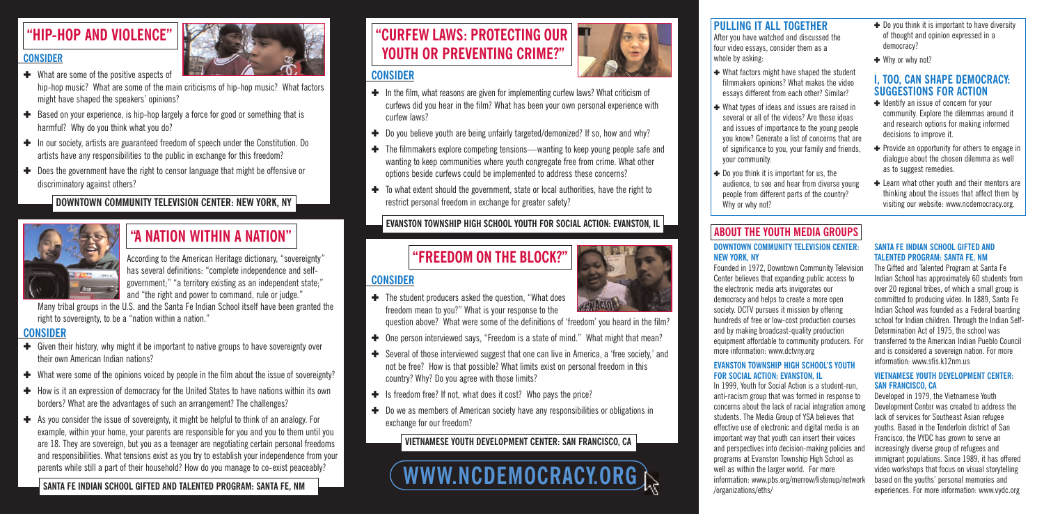## "HIP-HOP AND VIOLENCE"

### CONSIDER

- What are some of the positive aspects of hip-hop music? What are some of the main criticisms of hip-hop music? What factors might have shaped the speakers' opinions?
- Based on your experience, is hip-hop largely a force for good or something that is harmful? Why do you think what you do?
- In our society, artists are guaranteed freedom of speech under the Constitution. Do artists have any responsibilities to the public in exchange for this freedom?
- Does the government have the right to censor language that might be offensive or discriminatory against others?

**DOWNTOWN COMMUNITY TELEVISION CENTER: NEW YORK, NY**

## "A NATION WITHIN A NATION"

According to the American Heritage dictionary, "sovereignty" has several definitions: "complete independence and self-government;" "a territory existing as an independent state;" and "the right and power to command, rule or judge."

Many tribal groups in the U.S. and the Santa Fe Indian School itself have been granted the right to sovereignty, to be a "nation within a nation."

### CONSIDER

- Given their history, why might it be important to native groups to have sovereignty over their own American Indian nations?
- What were some of the opinions voiced by people in the film about the issue of sovereignty?
- How is it an expression of democracy for the United States to have nations within its own borders? What are the advantages of such an arrangement? The challenges?
- As you consider the issue of sovereignty, it might be helpful to think of an analogy. For example, within your home, your parents are responsible for you and you to them until you are 18. They are sovereign, but you as a teenager are negotiating certain personal freedoms and responsibilities. What tensions exist as you try to establish your independence from your parents while still a part of their household? How do you manage to co-exist peaceably?

**SANTA FE INDIAN SCHOOL GIFTED AND TALENTED PROGRAM: SANTA FE, NM**

## "CURFEW LAWS: PROTECTING OUR YOUTH OR PREVENTING CRIME?"

### CONSIDER

- In the film, what reasons are given for implementing curfew laws? What criticism of curfews did you hear in the film? What has been your own personal experience with curfew laws?
- Do you believe youth are being unfairly targeted/demonized? If so, how and why?
- The filmmakers explore competing tensions—wanting to keep young people safe and wanting to keep communities where youth congregate free from crime. What other options beside curfews could be implemented to address these concerns?
- To what extent should the government, state or local authorities, have the right to restrict personal freedom in exchange for greater safety?

**EVANSTON TOWNSHIP HIGH SCHOOL YOUTH FOR SOCIAL ACTION: EVANSTON, IL**

## "FREEDOM ON THE BLOCK?"

### CONSIDER

- The student producers asked the question, "What does freedom mean to you?" What is your response to the question above? What were some of the definitions of 'freedom' you heard in the film?
- One person interviewed says, "Freedom is a state of mind." What might that mean?
- Several of those interviewed suggest that one can live in America, a 'free society,' and not be free? How is that possible? What limits exist on personal freedom in this country? Why? Do you agree with those limits?
- Is freedom free? If not, what does it cost? Who pays the price?
- Do we as members of American society have any responsibilities or obligations in exchange for our freedom?

**VIETNAMESE YOUTH DEVELOPMENT CENTER: SAN FRANCISCO, CA**

**WWW.NCDEMOCRACY.ORG**

## PULLING IT ALL TOGETHER

After you have watched and discussed the four video essays, consider them as a whole by asking:

- What factors might have shaped the student filmmakers opinions? What makes the video essays different from each other? Similar?
- What types of ideas and issues are raised in several or all of the videos? Are these ideas and issues of importance to the young people you know? Generate a list of concerns that are of significance to you, your family and friends, your community.
- Do you think it is important for us, the audience, to see and hear from diverse young people from different parts of the country? Why or why not?
- Do you think it is important to have diversity of thought and opinion expressed in a democracy?
- Why or why not?

## I, TOO, CAN SHAPE DEMOCRACY: SUGGESTIONS FOR ACTION

- Identify an issue of concern for your community. Explore the dilemmas around it and research options for making informed decisions to improve it.
- Provide an opportunity for others to engage in dialogue about the chosen dilemma as well as to suggest remedies.
- Learn what other youth and their mentors are thinking about the issues that affect them by visiting our website: www.ncdemocracy.org.

## ABOUT THE YOUTH MEDIA GROUPS

### DOWNTOWN COMMUNITY TELEVISION CENTER: NEW YORK, NY

Founded in 1972, Downtown Community Television Center believes that expanding public access to the electronic media arts invigorates our democracy and helps to create a more open society. DCTV pursues it mission by offering hundreds of free or low-cost production courses and by making broadcast-quality production equipment affordable to community producers. For more information: www.dctvny.org

### EVANSTON TOWNSHIP HIGH SCHOOL'S YOUTH FOR SOCIAL ACTION: EVANSTON, IL

In 1999, Youth for Social Action is a student-run, anti-racism group that was formed in response to concerns about the lack of racial integration among students. The Media Group of YSA believes that effective use of electronic and digital media is an important way that youth can insert their voices and perspectives into decision-making policies and programs at Evanston Township High School as well as within the larger world. For more information: www.pbs.org/merrow/listenup/network/organizations/eths/

### SANTA FE INDIAN SCHOOL GIFTED AND TALENTED PROGRAM: SANTA FE, NM

The Gifted and Talented Program at Santa Fe Indian School has approximately 60 students from over 20 regional tribes, of which a small group is committed to producing video. In 1889, Santa Fe Indian School was founded as a Federal boarding school for Indian children. Through the Indian Self-Determination Act of 1975, the school was transferred to the American Indian Pueblo Council and is considered a sovereign nation. For more information: www.sfis.k12nm.us

### VIETNAMESE YOUTH DEVELOPMENT CENTER: SAN FRANCISCO, CA

Developed in 1979, the Vietnamese Youth Development Center was created to address the lack of services for Southeast Asian refugee youths. Based in the Tenderloin district of San Francisco, the VYDC has grown to serve an increasingly diverse group of refugees and immigrant populations. Since 1989, it has offered video workshops that focus on visual storytelling based on the youths' personal memories and experiences. For more information: www.vydc.org